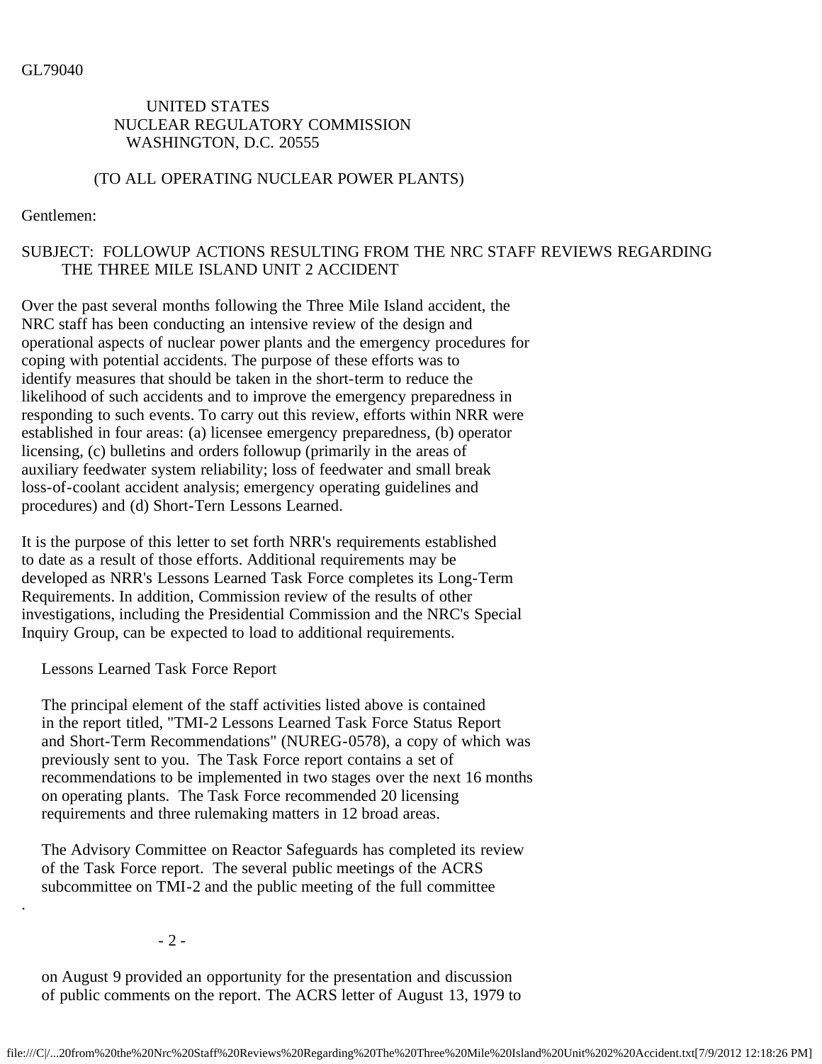GL79040

UNITED STATES
NUCLEAR REGULATORY COMMISSION
WASHINGTON, D.C. 20555

(TO ALL OPERATING NUCLEAR POWER PLANTS)

Gentlemen:

SUBJECT: FOLLOWUP ACTIONS RESULTING FROM THE NRC STAFF REVIEWS REGARDING THE THREE MILE ISLAND UNIT 2 ACCIDENT

Over the past several months following the Three Mile Island accident, the NRC staff has been conducting an intensive review of the design and operational aspects of nuclear power plants and the emergency procedures for coping with potential accidents. The purpose of these efforts was to identify measures that should be taken in the short-term to reduce the likelihood of such accidents and to improve the emergency preparedness in responding to such events. To carry out this review, efforts within NRR were established in four areas: (a) licensee emergency preparedness, (b) operator licensing, (c) bulletins and orders followup (primarily in the areas of auxiliary feedwater system reliability; loss of feedwater and small break loss-of-coolant accident analysis; emergency operating guidelines and procedures) and (d) Short-Tern Lessons Learned.

It is the purpose of this letter to set forth NRR's requirements established to date as a result of those efforts. Additional requirements may be developed as NRR's Lessons Learned Task Force completes its Long-Term Requirements. In addition, Commission review of the results of other investigations, including the Presidential Commission and the NRC's Special Inquiry Group, can be expected to load to additional requirements.

Lessons Learned Task Force Report

The principal element of the staff activities listed above is contained in the report titled, "TMI-2 Lessons Learned Task Force Status Report and Short-Term Recommendations" (NUREG-0578), a copy of which was previously sent to you. The Task Force report contains a set of recommendations to be implemented in two stages over the next 16 months on operating plants. The Task Force recommended 20 licensing requirements and three rulemaking matters in 12 broad areas.

The Advisory Committee on Reactor Safeguards has completed its review of the Task Force report. The several public meetings of the ACRS subcommittee on TMI-2 and the public meeting of the full committee on August 9 provided an opportunity for the presentation and discussion of public comments on the report. The ACRS letter of August 13, 1979 to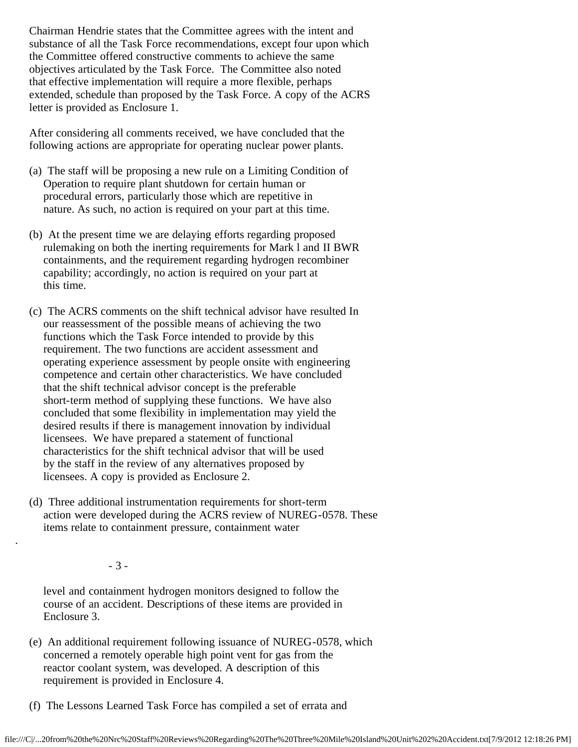Chairman Hendrie states that the Committee agrees with the intent and substance of all the Task Force recommendations, except four upon which the Committee offered constructive comments to achieve the same objectives articulated by the Task Force. The Committee also noted that effective implementation will require a more flexible, perhaps extended, schedule than proposed by the Task Force. A copy of the ACRS letter is provided as Enclosure 1.

After considering all comments received, we have concluded that the following actions are appropriate for operating nuclear power plants.

(a) The staff will be proposing a new rule on a Limiting Condition of Operation to require plant shutdown for certain human or procedural errors, particularly those which are repetitive in nature. As such, no action is required on your part at this time.

(b) At the present time we are delaying efforts regarding proposed rulemaking on both the inerting requirements for Mark l and II BWR containments, and the requirement regarding hydrogen recombiner capability; accordingly, no action is required on your part at this time.

(c) The ACRS comments on the shift technical advisor have resulted In our reassessment of the possible means of achieving the two functions which the Task Force intended to provide by this requirement. The two functions are accident assessment and operating experience assessment by people onsite with engineering competence and certain other characteristics. We have concluded that the shift technical advisor concept is the preferable short-term method of supplying these functions. We have also concluded that some flexibility in implementation may yield the desired results if there is management innovation by individual licensees. We have prepared a statement of functional characteristics for the shift technical advisor that will be used by the staff in the review of any alternatives proposed by licensees. A copy is provided as Enclosure 2.

(d) Three additional instrumentation requirements for short-term action were developed during the ACRS review of NUREG-0578. These items relate to containment pressure, containment water level and containment hydrogen monitors designed to follow the course of an accident. Descriptions of these items are provided in Enclosure 3.

(e) An additional requirement following issuance of NUREG-0578, which concerned a remotely operable high point vent for gas from the reactor coolant system, was developed. A description of this requirement is provided in Enclosure 4.

(f) The Lessons Learned Task Force has compiled a set of errata and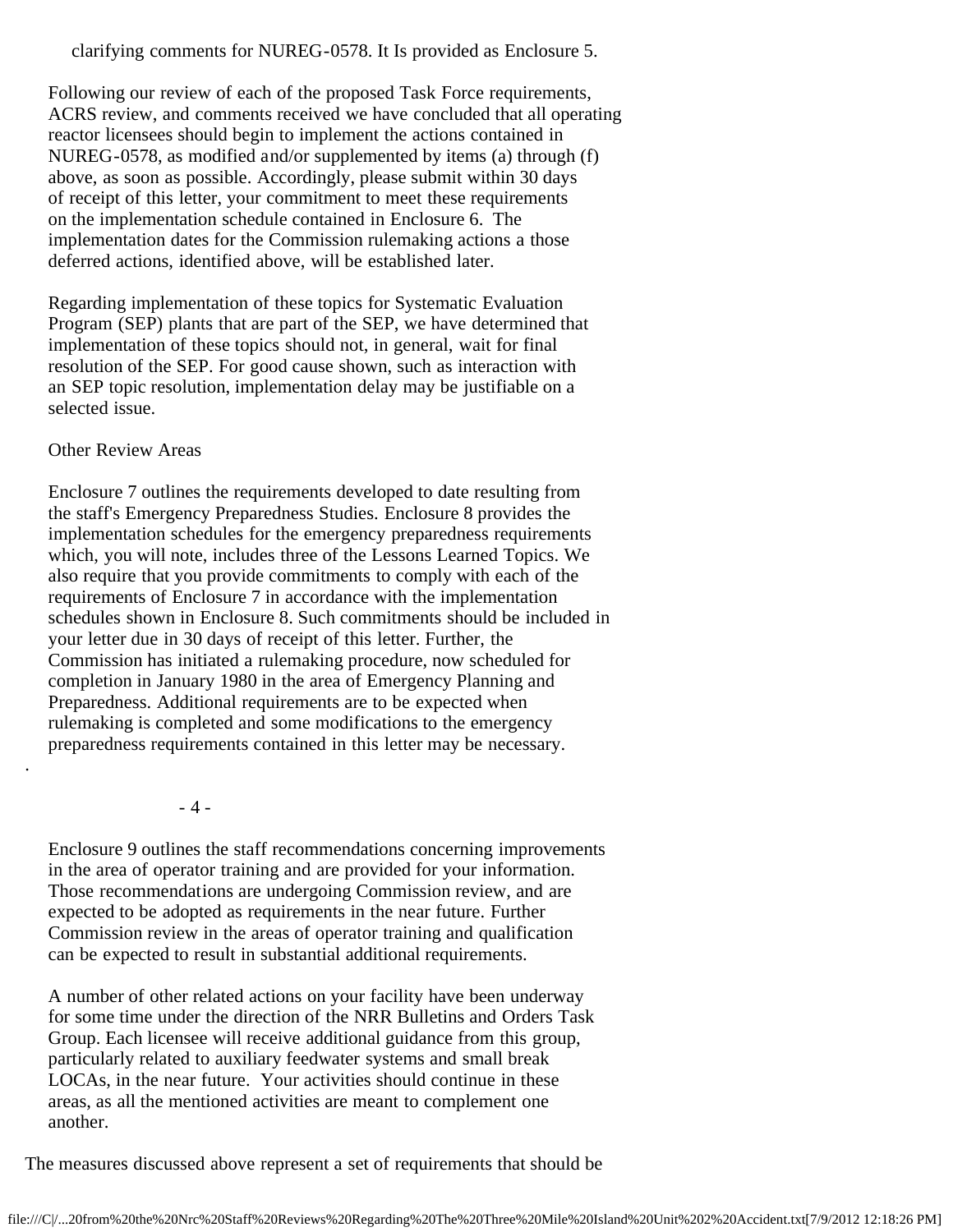clarifying comments for NUREG-0578. It Is provided as Enclosure 5.

Following our review of each of the proposed Task Force requirements, ACRS review, and comments received we have concluded that all operating reactor licensees should begin to implement the actions contained in NUREG-0578, as modified and/or supplemented by items (a) through (f) above, as soon as possible. Accordingly, please submit within 30 days of receipt of this letter, your commitment to meet these requirements on the implementation schedule contained in Enclosure 6. The implementation dates for the Commission rulemaking actions a those deferred actions, identified above, will be established later.

Regarding implementation of these topics for Systematic Evaluation Program (SEP) plants that are part of the SEP, we have determined that implementation of these topics should not, in general, wait for final resolution of the SEP. For good cause shown, such as interaction with an SEP topic resolution, implementation delay may be justifiable on a selected issue.

Other Review Areas

Enclosure 7 outlines the requirements developed to date resulting from the staff's Emergency Preparedness Studies. Enclosure 8 provides the implementation schedules for the emergency preparedness requirements which, you will note, includes three of the Lessons Learned Topics. We also require that you provide commitments to comply with each of the requirements of Enclosure 7 in accordance with the implementation schedules shown in Enclosure 8. Such commitments should be included in your letter due in 30 days of receipt of this letter. Further, the Commission has initiated a rulemaking procedure, now scheduled for completion in January 1980 in the area of Emergency Planning and Preparedness. Additional requirements are to be expected when rulemaking is completed and some modifications to the emergency preparedness requirements contained in this letter may be necessary.

Enclosure 9 outlines the staff recommendations concerning improvements in the area of operator training and are provided for your information. Those recommendations are undergoing Commission review, and are expected to be adopted as requirements in the near future. Further Commission review in the areas of operator training and qualification can be expected to result in substantial additional requirements.

A number of other related actions on your facility have been underway for some time under the direction of the NRR Bulletins and Orders Task Group. Each licensee will receive additional guidance from this group, particularly related to auxiliary feedwater systems and small break LOCAs, in the near future. Your activities should continue in these areas, as all the mentioned activities are meant to complement one another.

The measures discussed above represent a set of requirements that should be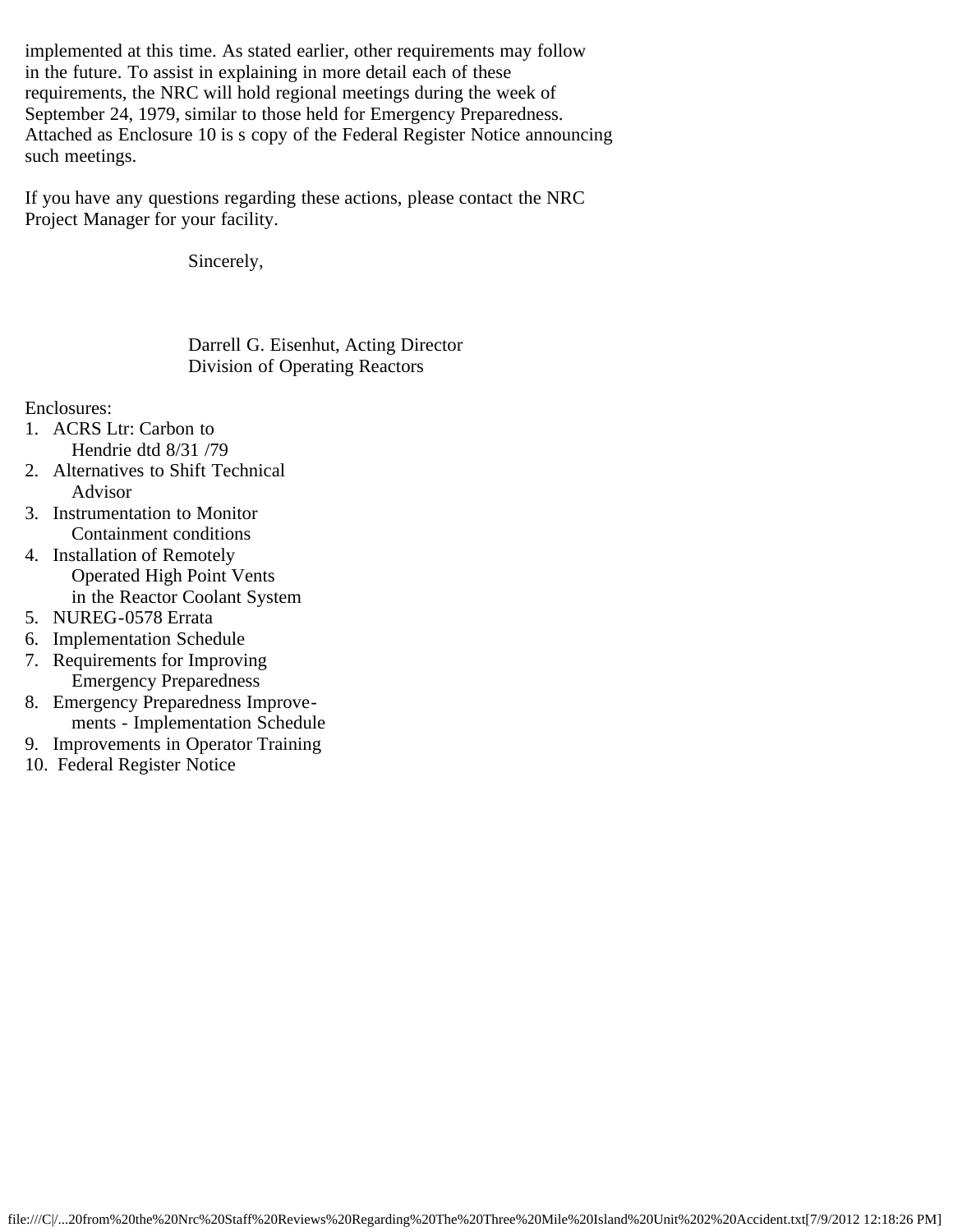implemented at this time. As stated earlier, other requirements may follow in the future. To assist in explaining in more detail each of these requirements, the NRC will hold regional meetings during the week of September 24, 1979, similar to those held for Emergency Preparedness. Attached as Enclosure 10 is s copy of the Federal Register Notice announcing such meetings.

If you have any questions regarding these actions, please contact the NRC Project Manager for your facility.

Sincerely,

Darrell G. Eisenhut, Acting Director
Division of Operating Reactors

Enclosures:

1. ACRS Ltr: Carbon to Hendrie dtd 8/31 /79
2. Alternatives to Shift Technical Advisor
3. Instrumentation to Monitor Containment conditions
4. Installation of Remotely Operated High Point Vents in the Reactor Coolant System
5. NUREG-0578 Errata
6. Implementation Schedule
7. Requirements for Improving Emergency Preparedness
8. Emergency Preparedness Improvements - Implementation Schedule
9. Improvements in Operator Training
10. Federal Register Notice